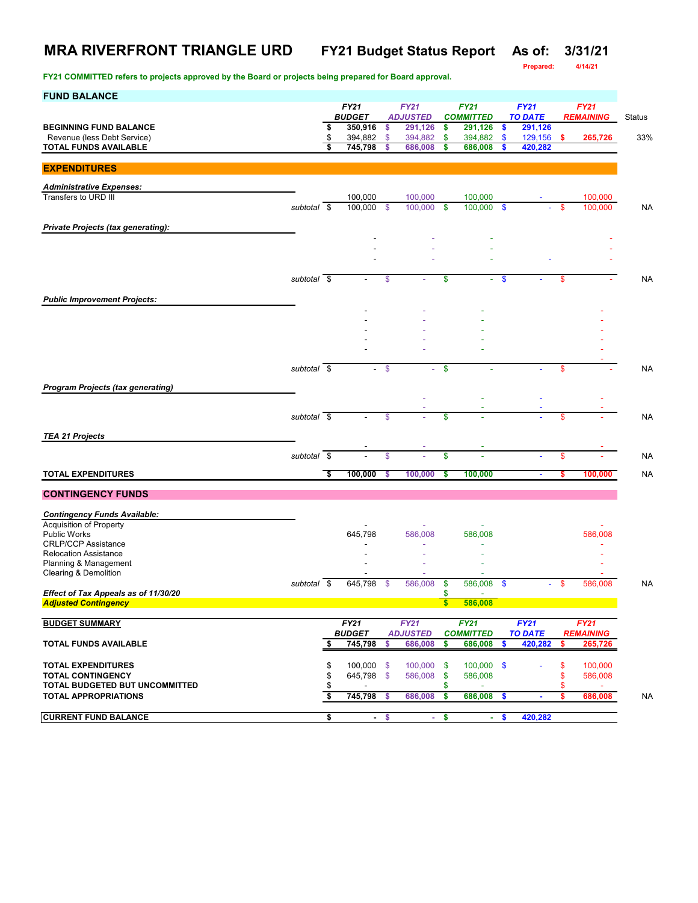# MRA RIVERFRONT TRIANGLE URD FY21 Budget Status Report As of: 3/31/21

**Prepared: 4/14/21**

**FY21 COMMITTED refers to projects approved by the Board or projects being prepared for Board approval.**

## FUND BALANCE

| | FY21 BUDGET | FY21 ADJUSTED | FY21 COMMITTED | FY21 TO DATE | FY21 REMAINING | Status |
|---|---|---|---|---|---|---|
| **BEGINNING FUND BALANCE** | $ 350,916 | $ 291,126 | $ 291,126 | $ 291,126 | | |
| Revenue (less Debt Service) | $ 394,882 | $ 394,882 | $ 394,882 | $ 129,156 | $ 265,726 | 33% |
| **TOTAL FUNDS AVAILABLE** | $ 745,798 | $ 686,008 | $ 686,008 | $ 420,282 | | |

## EXPENDITURES

| | FY21 BUDGET | FY21 ADJUSTED | FY21 COMMITTED | FY21 TO DATE | FY21 REMAINING | Status |
|---|---|---|---|---|---|---|
| ***Administrative Expenses:*** | | | | | | |
| Transfers to URD III | 100,000 | 100,000 | 100,000 | - | 100,000 | |
| *subtotal* | $ 100,000 | $ 100,000 | $ 100,000 | $ - | $ 100,000 | NA |
| ***Private Projects (tax generating):*** | | | | | | |
| | - | - | - | | - | |
| | - | - | - | | - | |
| | - | - | - | - | - | |
| *subtotal* | $ - | $ - | $ - | $ - | $ - | NA |
| ***Public Improvement Projects:*** | | | | | | |
| | - | - | - | | - | |
| | - | - | - | | - | |
| | - | - | - | | - | |
| | - | - | - | | - | |
| | - | - | - | | - | |
| | | | | | - | |
| *subtotal* | $ - | $ - | $ - | - | $ - | NA |
| ***Program Projects (tax generating)*** | | | | | | |
| | | - | - | - | - | |
| | | - | - | - | - | |
| *subtotal* | $ - | $ - | $ - | - | $ - | NA |
| ***TEA 21 Projects*** | | | | | | |
| | - | - | - | | - | |
| *subtotal* | $ - | $ - | $ - | - | $ - | NA |
| **TOTAL EXPENDITURES** | $ 100,000 | $ 100,000 | $ 100,000 | - | $ 100,000 | NA |

## CONTINGENCY FUNDS

| | FY21 BUDGET | FY21 ADJUSTED | FY21 COMMITTED | FY21 TO DATE | FY21 REMAINING | Status |
|---|---|---|---|---|---|---|
| ***Contingency Funds Available:*** | | | | | | |
| Acquisition of Property | - | - | - | | - | |
| Public Works | 645,798 | 586,008 | 586,008 | | 586,008 | |
| CRLP/CCP Assistance | - | - | - | | - | |
| Relocation Assistance | - | - | - | | - | |
| Planning & Management | - | - | - | | - | |
| Clearing & Demolition | - | - | - | | - | |
| *subtotal* | $ 645,798 | $ 586,008 | $ 586,008 | $ - | $ 586,008 | NA |
| ***Effect of Tax Appeals as of 11/30/20*** | | | $ - | | | |
| ***Adjusted Contingency*** | | | $ 586,008 | | | |

## BUDGET SUMMARY

| | FY21 BUDGET | FY21 ADJUSTED | FY21 COMMITTED | FY21 TO DATE | FY21 REMAINING | Status |
|---|---|---|---|---|---|---|
| **TOTAL FUNDS AVAILABLE** | $ 745,798 | $ 686,008 | $ 686,008 | $ 420,282 | $ 265,726 | |
| **TOTAL EXPENDITURES** | $ 100,000 | $ 100,000 | $ 100,000 | $ - | $ 100,000 | |
| **TOTAL CONTINGENCY** | $ 645,798 | $ 586,008 | $ 586,008 | | $ 586,008 | |
| **TOTAL BUDGETED BUT UNCOMMITTED** | $ - | | $ - | | $ - | |
| **TOTAL APPROPRIATIONS** | $ 745,798 | $ 686,008 | $ 686,008 | $ - | $ 686,008 | NA |
| **CURRENT FUND BALANCE** | $ - | $ - | $ - | $ 420,282 | | |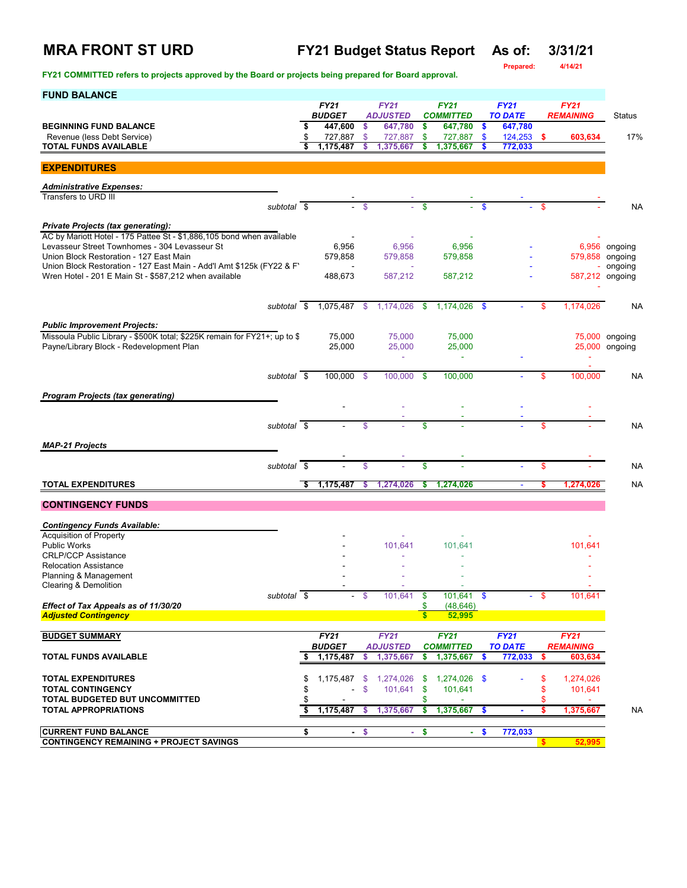# MRA FRONT ST URD

## FY21 Budget Status Report As of: 3/31/21

Prepared: 4/14/21

FY21 COMMITTED refers to projects approved by the Board or projects being prepared for Board approval.

## FUND BALANCE

| | FY21 BUDGET | FY21 ADJUSTED | FY21 COMMITTED | FY21 TO DATE | FY21 REMAINING | Status |
|---|---|---|---|---|---|---|
| **BEGINNING FUND BALANCE** | $ 447,600 | $ 647,780 | $ 647,780 | $ 647,780 | | |
| Revenue (less Debt Service) | $ 727,887 | $ 727,887 | $ 727,887 | $ 124,253 | $ 603,634 | 17% |
| **TOTAL FUNDS AVAILABLE** | $ 1,175,487 | $ 1,375,667 | $ 1,375,667 | $ 772,033 | | |

## EXPENDITURES

| | FY21 BUDGET | FY21 ADJUSTED | FY21 COMMITTED | FY21 TO DATE | FY21 REMAINING | Status |
|---|---|---|---|---|---|---|
| ***Administrative Expenses:*** | | | | | | |
| Transfers to URD III | - | - | - | - | - | |
| subtotal | $ - | $ - | $ - | $ - | $ - | NA |
| ***Private Projects (tax generating):*** | | | | | | |
| AC by Mariott Hotel - 175 Pattee St - $1,886,105 bond when available | - | - | - | | - | |
| Levasseur Street Townhomes - 304 Levasseur St | 6,956 | 6,956 | 6,956 | - | 6,956 | ongoing |
| Union Block Restoration - 127 East Main | 579,858 | 579,858 | 579,858 | - | 579,858 | ongoing |
| Union Block Restoration - 127 East Main - Add'l Amt $125k (FY22 & F | - | - | | - | - | ongoing |
| Wren Hotel - 201 E Main St - $587,212 when available | 488,673 | 587,212 | 587,212 | - | 587,212 | ongoing |
| | | | | | - | |
| subtotal | $ 1,075,487 | $ 1,174,026 | $ 1,174,026 | $ - | $ 1,174,026 | NA |
| ***Public Improvement Projects:*** | | | | | | |
| Missoula Public Library - $500K total; $225K remain for FY21+; up to $ | 75,000 | 75,000 | 75,000 | | 75,000 | ongoing |
| Payne/Library Block - Redevelopment Plan | 25,000 | 25,000 | 25,000 | | 25,000 | ongoing |
| | | - | - | - | - | |
| subtotal | $ 100,000 | $ 100,000 | $ 100,000 | - | $ 100,000 | NA |
| ***Program Projects (tax generating)*** | | | | | | |
| | - | - | - | - | - | |
| subtotal | $ - | $ - | $ - | - | $ - | NA |
| ***MAP-21 Projects*** | | | | | | |
| | - | - | - | | - | |
| subtotal | $ - | $ - | $ - | - | $ - | NA |
| **TOTAL EXPENDITURES** | $ 1,175,487 | $ 1,274,026 | $ 1,274,026 | - | $ 1,274,026 | NA |

## CONTINGENCY FUNDS

| | FY21 BUDGET | FY21 ADJUSTED | FY21 COMMITTED | FY21 TO DATE | FY21 REMAINING |
|---|---|---|---|---|---|
| ***Contingency Funds Available:*** | | | | | |
| Acquisition of Property | - | - | - | | - |
| Public Works | - | 101,641 | 101,641 | | 101,641 |
| CRLP/CCP Assistance | - | - | - | | - |
| Relocation Assistance | - | - | - | | - |
| Planning & Management | - | - | - | | - |
| Clearing & Demolition | - | - | - | | - |
| subtotal | $ - | $ 101,641 | $ 101,641 | $ - | $ 101,641 |
| ***Effect of Tax Appeals as of 11/30/20*** | | | $ (48,646) | | |
| ***Adjusted Contingency*** | | | $ 52,995 | | |

| **BUDGET SUMMARY** | FY21 BUDGET | FY21 ADJUSTED | FY21 COMMITTED | FY21 TO DATE | FY21 REMAINING | |
|---|---|---|---|---|---|---|
| **TOTAL FUNDS AVAILABLE** | $ 1,175,487 | $ 1,375,667 | $ 1,375,667 | $ 772,033 | $ 603,634 | |
| **TOTAL EXPENDITURES** | $ 1,175,487 | $ 1,274,026 | $ 1,274,026 | $ - | $ 1,274,026 | |
| **TOTAL CONTINGENCY** | $ - | $ 101,641 | $ 101,641 | | $ 101,641 | |
| **TOTAL BUDGETED BUT UNCOMMITTED** | $ - | | $ - | | $ - | |
| **TOTAL APPROPRIATIONS** | $ 1,175,487 | $ 1,375,667 | $ 1,375,667 | $ - | $ 1,375,667 | NA |
| **CURRENT FUND BALANCE** | $ - | $ - | $ - | $ 772,033 | | |
| **CONTINGENCY REMAINING + PROJECT SAVINGS** | | | | | $ 52,995 | |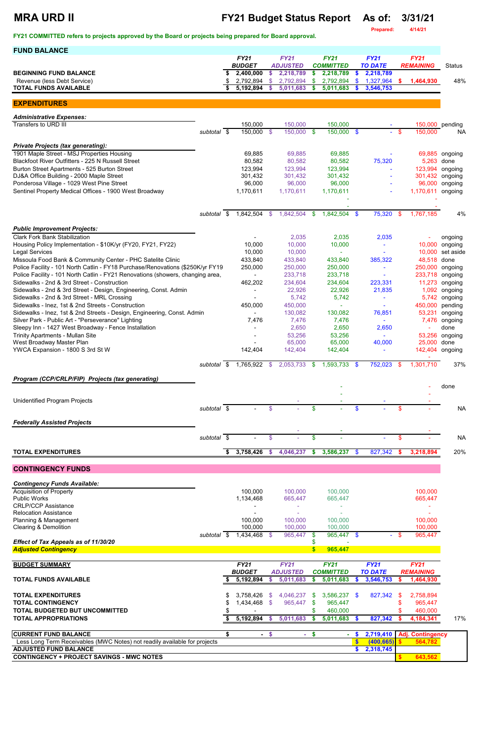# MRA URD II

## FY21 Budget Status Report As of: 3/31/21

Prepared: 4/14/21

**FY21 COMMITTED refers to projects approved by the Board or projects being prepared for Board approval.**

## FUND BALANCE

| | FY21 BUDGET | FY21 ADJUSTED | FY21 COMMITTED | FY21 TO DATE | FY21 REMAINING | Status |
|---|---|---|---|---|---|---|
| **BEGINNING FUND BALANCE** | $ 2,400,000 | $ 2,218,789 | $ 2,218,789 | $ 2,218,789 | | |
| Revenue (less Debt Service) | $ 2,792,894 | $ 2,792,894 | $ 2,792,894 | $ 1,327,964 | $ 1,464,930 | 48% |
| **TOTAL FUNDS AVAILABLE** | $ 5,192,894 | $ 5,011,683 | $ 5,011,683 | $ 3,546,753 | | |

## EXPENDITURES

| | FY21 BUDGET | FY21 ADJUSTED | FY21 COMMITTED | FY21 TO DATE | FY21 REMAINING | Status |
|---|---|---|---|---|---|---|
| ***Administrative Expenses:*** | | | | | | |
| Transfers to URD III | 150,000 | 150,000 | 150,000 | - | 150,000 | pending |
| subtotal | $ 150,000 | $ 150,000 | $ 150,000 | $ - | $ 150,000 | NA |
| ***Private Projects (tax generating):*** | | | | | | |
| 1901 Maple Street - MSJ Properties Housing | 69,885 | 69,885 | 69,885 | - | 69,885 | ongoing |
| Blackfoot River Outfitters - 225 N Russell Street | 80,582 | 80,582 | 80,582 | 75,320 | 5,263 | done |
| Burton Street Apartments - 525 Burton Street | 123,994 | 123,994 | 123,994 | - | 123,994 | ongoing |
| DJ&A Office Building - 2000 Maple Street | 301,432 | 301,432 | 301,432 | - | 301,432 | ongoing |
| Ponderosa Village - 1029 West Pine Street | 96,000 | 96,000 | 96,000 | - | 96,000 | ongoing |
| Sentinel Property Medical Offices - 1900 West Broadway | 1,170,611 | 1,170,611 | 1,170,611 | - | 1,170,611 | ongoing |
| | | | - | | - | |
| | | | - | | - | |
| subtotal | $ 1,842,504 | $ 1,842,504 | $ 1,842,504 | $ 75,320 | $ 1,767,185 | 4% |
| ***Public Improvement Projects:*** | | | | | | |
| Clark Fork Bank Stabilization | - | 2,035 | 2,035 | 2,035 | - | ongoing |
| Housing Policy Implementation - $10K/yr (FY20, FY21, FY22) | 10,000 | 10,000 | 10,000 | - | 10,000 | ongoing |
| Legal Services | 10,000 | 10,000 | - | - | 10,000 | set aside |
| Missoula Food Bank & Community Center - PHC Satelite Clinic | 433,840 | 433,840 | 433,840 | 385,322 | 48,518 | done |
| Police Facility - 101 North Catlin - FY18 Purchase/Renovations ($250K/yr FY19 | 250,000 | 250,000 | 250,000 | - | 250,000 | ongoing |
| Police Facility - 101 North Catlin - FY21 Renovations (showers, changing area, | - | 233,718 | 233,718 | - | 233,718 | ongoing |
| Sidewalks - 2nd & 3rd Street - Construction | 462,202 | 234,604 | 234,604 | 223,331 | 11,273 | ongoing |
| Sidewalks - 2nd & 3rd Street - Design, Engineering, Const. Admin | - | 22,926 | 22,926 | 21,835 | 1,092 | ongoing |
| Sidewalks - 2nd & 3rd Street - MRL Crossing | - | 5,742 | 5,742 | - | 5,742 | ongoing |
| Sidewalks - Inez, 1st & 2nd Streets - Construction | 450,000 | 450,000 | - | - | 450,000 | pending |
| Sidewalks - Inez, 1st & 2nd Streets - Design, Engineering, Const. Admin | - | 130,082 | 130,082 | 76,851 | 53,231 | ongoing |
| Silver Park - Public Art - "Perseverance" Lighting | 7,476 | 7,476 | 7,476 | - | 7,476 | ongoing |
| Sleepy Inn - 1427 West Broadway - Fence Installation | - | 2,650 | 2,650 | 2,650 | - | done |
| Trinity Apartments - Mullan Site | - | 53,256 | 53,256 | - | 53,256 | ongoing |
| West Broadway Master Plan | - | 65,000 | 65,000 | 40,000 | 25,000 | done |
| YWCA Expansion - 1800 S 3rd St W | 142,404 | 142,404 | 142,404 | - | 142,404 | ongoing |
| | | | | | - | |
| subtotal | $ 1,765,922 | $ 2,053,733 | $ 1,593,733 | $ 752,023 | $ 1,301,710 | 37% |
| ***Program (CCP/CRLP/FIP) Projects (tax generating)*** | | | | | | |
| | | | - | | - | done |
| | | | - | | - | |
| Unidentified Program Projects | | - | - | - | - | |
| subtotal | $ - | $ - | $ - | $ - | $ - | NA |
| ***Federally Assisted Projects*** | | | | | | |
| | | - | - | | - | |
| subtotal | $ - | $ - | $ - | - | $ - | NA |
| **TOTAL EXPENDITURES** | $ 3,758,426 | $ 4,046,237 | $ 3,586,237 | $ 827,342 | $ 3,218,894 | 20% |

## CONTINGENCY FUNDS

| | FY21 BUDGET | FY21 ADJUSTED | FY21 COMMITTED | FY21 TO DATE | FY21 REMAINING |
|---|---|---|---|---|---|
| ***Contingency Funds Available:*** | | | | | |
| Acquisition of Property | 100,000 | 100,000 | 100,000 | | 100,000 |
| Public Works | 1,134,468 | 665,447 | 665,447 | | 665,447 |
| CRLP/CCP Assistance | - | - | - | | - |
| Relocation Assistance | - | - | - | | - |
| Planning & Management | 100,000 | 100,000 | 100,000 | | 100,000 |
| Clearing & Demolition | 100,000 | 100,000 | 100,000 | | 100,000 |
| subtotal | $ 1,434,468 | $ 965,447 | $ 965,447 | $ - | $ 965,447 |
| ***Effect of Tax Appeals as of 11/30/20*** | | | $ - | | |
| ***Adjusted Contingency*** | | | $ 965,447 | | |

## BUDGET SUMMARY

| | FY21 BUDGET | FY21 ADJUSTED | FY21 COMMITTED | FY21 TO DATE | FY21 REMAINING | |
|---|---|---|---|---|---|---|
| **TOTAL FUNDS AVAILABLE** | $ 5,192,894 | $ 5,011,683 | $ 5,011,683 | $ 3,546,753 | $ 1,464,930 | |
| **TOTAL EXPENDITURES** | $ 3,758,426 | $ 4,046,237 | $ 3,586,237 | $ 827,342 | $ 2,758,894 | |
| **TOTAL CONTINGENCY** | $ 1,434,468 | $ 965,447 | $ 965,447 | | $ 965,447 | |
| **TOTAL BUDGETED BUT UNCOMMITTED** | $ - | | $ 460,000 | | $ 460,000 | |
| **TOTAL APPROPRIATIONS** | $ 5,192,894 | $ 5,011,683 | $ 5,011,683 | $ 827,342 | $ 4,184,341 | 17% |

| | | | | | |
|---|---|---|---|---|---|
| **CURRENT FUND BALANCE** | $ - | $ - | $ - | $ 2,719,410 | Adj. Contingency |
| Less Long Term Receivables (MWC Notes) not readily available for projects | | | | $ (400,665) | $ 564,782 |
| **ADJUSTED FUND BALANCE** | | | | $ 2,318,745 | |
| **CONTINGENCY + PROJECT SAVINGS - MWC NOTES** | | | | | $ 643,562 |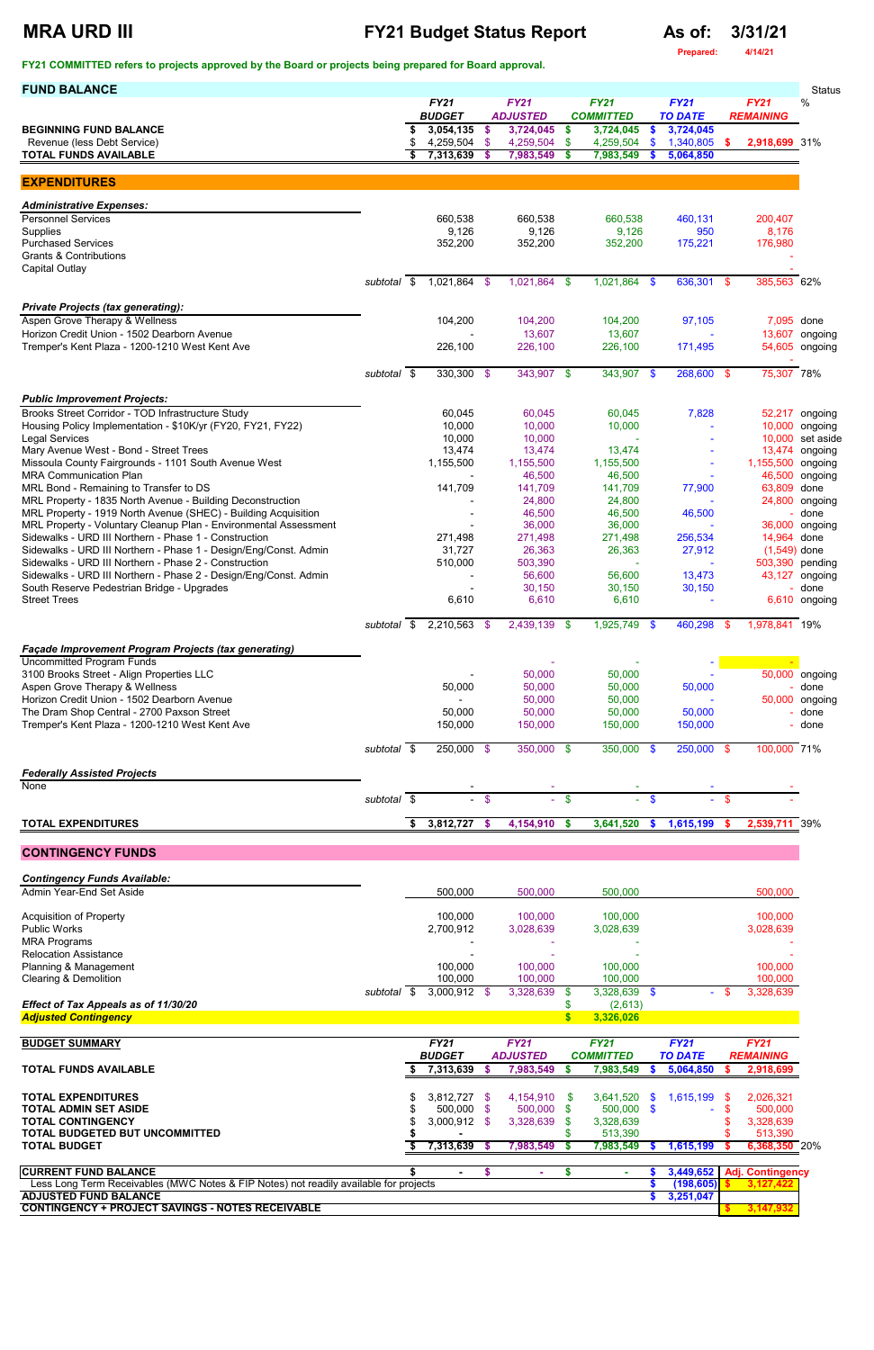# MRA URD III

## FY21 Budget Status Report

**As of: 3/31/21**

Prepared: 4/14/21

**FY21 COMMITTED refers to projects approved by the Board or projects being prepared for Board approval.**

## FUND BALANCE

| | FY21 BUDGET | FY21 ADJUSTED | FY21 COMMITTED | FY21 TO DATE | FY21 REMAINING | Status % |
|---|---|---|---|---|---|---|
| **BEGINNING FUND BALANCE** | $ 3,054,135 | $ 3,724,045 | $ 3,724,045 | $ 3,724,045 | | |
| Revenue (less Debt Service) | $ 4,259,504 | $ 4,259,504 | $ 4,259,504 | $ 1,340,805 | $ 2,918,699 | 31% |
| **TOTAL FUNDS AVAILABLE** | $ 7,313,639 | $ 7,983,549 | $ 7,983,549 | $ 5,064,850 | | |

## EXPENDITURES

| | FY21 BUDGET | FY21 ADJUSTED | FY21 COMMITTED | FY21 TO DATE | FY21 REMAINING | Status % |
|---|---|---|---|---|---|---|
| ***Administrative Expenses:*** | | | | | | |
| Personnel Services | 660,538 | 660,538 | 660,538 | 460,131 | 200,407 | |
| Supplies | 9,126 | 9,126 | 9,126 | 950 | 8,176 | |
| Purchased Services | 352,200 | 352,200 | 352,200 | 175,221 | 176,980 | |
| Grants & Contributions | | | | | - | |
| Capital Outlay | | | | | - | |
| *subtotal* | $ 1,021,864 | $ 1,021,864 | $ 1,021,864 | $ 636,301 | $ 385,563 | 62% |
| ***Private Projects (tax generating):*** | | | | | | |
| Aspen Grove Therapy & Wellness | 104,200 | 104,200 | 104,200 | 97,105 | 7,095 | done |
| Horizon Credit Union - 1502 Dearborn Avenue | - | 13,607 | 13,607 | - | 13,607 | ongoing |
| Tremper's Kent Plaza - 1200-1210 West Kent Ave | 226,100 | 226,100 | 226,100 | 171,495 | 54,605 | ongoing |
| | | | | | - | |
| *subtotal* | $ 330,300 | $ 343,907 | $ 343,907 | $ 268,600 | $ 75,307 | 78% |
| ***Public Improvement Projects:*** | | | | | | |
| Brooks Street Corridor - TOD Infrastructure Study | 60,045 | 60,045 | 60,045 | 7,828 | 52,217 | ongoing |
| Housing Policy Implementation - $10K/yr (FY20, FY21, FY22) | 10,000 | 10,000 | 10,000 | - | 10,000 | ongoing |
| Legal Services | 10,000 | 10,000 | - | - | 10,000 | set aside |
| Mary Avenue West - Bond - Street Trees | 13,474 | 13,474 | 13,474 | - | 13,474 | ongoing |
| Missoula County Fairgrounds - 1101 South Avenue West | 1,155,500 | 1,155,500 | 1,155,500 | - | 1,155,500 | ongoing |
| MRA Communication Plan | - | 46,500 | 46,500 | - | 46,500 | ongoing |
| MRL Bond - Remaining to Transfer to DS | 141,709 | 141,709 | 141,709 | 77,900 | 63,809 | done |
| MRL Property - 1835 North Avenue - Building Deconstruction | - | 24,800 | 24,800 | - | 24,800 | ongoing |
| MRL Property - 1919 North Avenue (SHEC) - Building Acquisition | - | 46,500 | 46,500 | 46,500 | - | done |
| MRL Property - Voluntary Cleanup Plan - Environmental Assessment | - | 36,000 | 36,000 | - | 36,000 | ongoing |
| Sidewalks - URD III Northern - Phase 1 - Construction | 271,498 | 271,498 | 271,498 | 256,534 | 14,964 | done |
| Sidewalks - URD III Northern - Phase 1 - Design/Eng/Const. Admin | 31,727 | 26,363 | 26,363 | 27,912 | (1,549) | done |
| Sidewalks - URD III Northern - Phase 2 - Construction | 510,000 | 503,390 | - | - | 503,390 | pending |
| Sidewalks - URD III Northern - Phase 2 - Design/Eng/Const. Admin | - | 56,600 | 56,600 | 13,473 | 43,127 | ongoing |
| South Reserve Pedestrian Bridge - Upgrades | - | 30,150 | 30,150 | 30,150 | - | done |
| Street Trees | 6,610 | 6,610 | 6,610 | - | 6,610 | ongoing |
| *subtotal* | $ 2,210,563 | $ 2,439,139 | $ 1,925,749 | $ 460,298 | $ 1,978,841 | 19% |
| ***Façade Improvement Program Projects (tax generating)*** | | | | | | |
| Uncommitted Program Funds | | - | - | - | - | |
| 3100 Brooks Street - Align Properties LLC | - | 50,000 | 50,000 | - | 50,000 | ongoing |
| Aspen Grove Therapy & Wellness | 50,000 | 50,000 | 50,000 | 50,000 | - | done |
| Horizon Credit Union - 1502 Dearborn Avenue | - | 50,000 | 50,000 | - | 50,000 | ongoing |
| The Dram Shop Central - 2700 Paxson Street | 50,000 | 50,000 | 50,000 | 50,000 | - | done |
| Tremper's Kent Plaza - 1200-1210 West Kent Ave | 150,000 | 150,000 | 150,000 | 150,000 | - | done |
| *subtotal* | $ 250,000 | $ 350,000 | $ 350,000 | $ 250,000 | $ 100,000 | 71% |
| ***Federally Assisted Projects*** | | | | | | |
| None | - | - | - | - | - | |
| *subtotal* | $ - | $ - | $ - | $ - | $ - | |
| **TOTAL EXPENDITURES** | $ 3,812,727 | $ 4,154,910 | $ 3,641,520 | $ 1,615,199 | $ 2,539,711 | 39% |

## CONTINGENCY FUNDS

| | FY21 BUDGET | FY21 ADJUSTED | FY21 COMMITTED | FY21 TO DATE | FY21 REMAINING |
|---|---|---|---|---|---|
| ***Contingency Funds Available:*** | | | | | |
| Admin Year-End Set Aside | 500,000 | 500,000 | 500,000 | | 500,000 |
| Acquisition of Property | 100,000 | 100,000 | 100,000 | | 100,000 |
| Public Works | 2,700,912 | 3,028,639 | 3,028,639 | | 3,028,639 |
| MRA Programs | - | - | - | | - |
| Relocation Assistance | - | - | - | | - |
| Planning & Management | 100,000 | 100,000 | 100,000 | | 100,000 |
| Clearing & Demolition | 100,000 | 100,000 | 100,000 | | 100,000 |
| *subtotal* | $ 3,000,912 | $ 3,328,639 | $ 3,328,639 | $ - | $ 3,328,639 |
| ***Effect of Tax Appeals as of 11/30/20*** | | | $ (2,613) | | |
| ***Adjusted Contingency*** | | | $ 3,326,026 | | |

## BUDGET SUMMARY

| | FY21 BUDGET | FY21 ADJUSTED | FY21 COMMITTED | FY21 TO DATE | FY21 REMAINING | |
|---|---|---|---|---|---|---|
| **TOTAL FUNDS AVAILABLE** | $ 7,313,639 | $ 7,983,549 | $ 7,983,549 | $ 5,064,850 | $ 2,918,699 | |
| **TOTAL EXPENDITURES** | $ 3,812,727 | $ 4,154,910 | $ 3,641,520 | $ 1,615,199 | $ 2,026,321 | |
| **TOTAL ADMIN SET ASIDE** | $ 500,000 | $ 500,000 | $ 500,000 | $ - | $ 500,000 | |
| **TOTAL CONTINGENCY** | $ 3,000,912 | $ 3,328,639 | $ 3,328,639 | | $ 3,328,639 | |
| **TOTAL BUDGETED BUT UNCOMMITTED** | $ - | | $ 513,390 | | $ 513,390 | |
| **TOTAL BUDGET** | $ 7,313,639 | $ 7,983,549 | $ 7,983,549 | $ 1,615,199 | $ 6,368,350 | 20% |
| **CURRENT FUND BALANCE** | $ - | $ - | $ - | $ 3,449,652 | Adj. Contingency | |
| Less Long Term Receivables (MWC Notes & FIP Notes) not readily available for projects | | | | $ (198,605) | $ 3,127,422 | |
| **ADJUSTED FUND BALANCE** | | | | $ 3,251,047 | | |
| **CONTINGENCY + PROJECT SAVINGS - NOTES RECEIVABLE** | | | | | $ 3,147,932 | |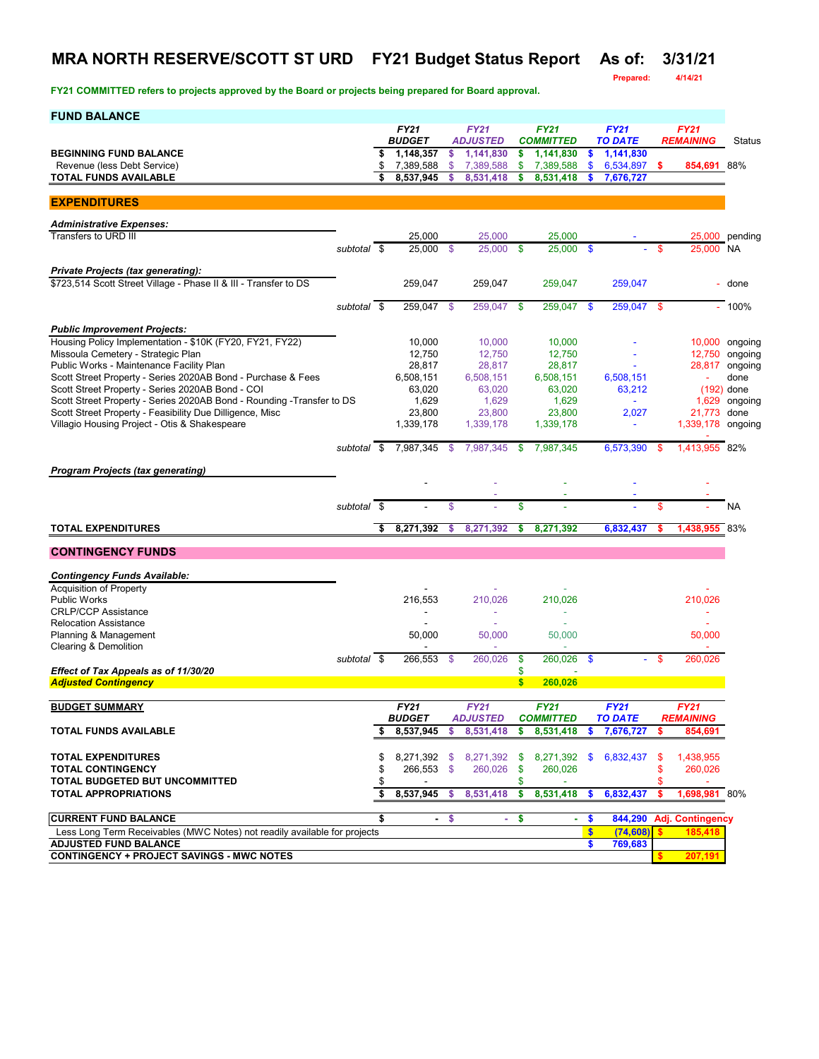# MRA NORTH RESERVE/SCOTT ST URD FY21 Budget Status Report As of: 3/31/21

Prepared: 4/14/21

**FY21 COMMITTED refers to projects approved by the Board or projects being prepared for Board approval.**

## FUND BALANCE

| | FY21 BUDGET | FY21 ADJUSTED | FY21 COMMITTED | FY21 TO DATE | FY21 REMAINING | Status |
|---|---|---|---|---|---|---|
| **BEGINNING FUND BALANCE** | $ 1,148,357 | $ 1,141,830 | $ 1,141,830 | $ 1,141,830 | | |
| Revenue (less Debt Service) | $ 7,389,588 | $ 7,389,588 | $ 7,389,588 | $ 6,534,897 | $ 854,691 | 88% |
| **TOTAL FUNDS AVAILABLE** | $ 8,537,945 | $ 8,531,418 | $ 8,531,418 | $ 7,676,727 | | |

## EXPENDITURES

| | FY21 BUDGET | FY21 ADJUSTED | FY21 COMMITTED | FY21 TO DATE | FY21 REMAINING | Status |
|---|---|---|---|---|---|---|
| ***Administrative Expenses:*** | | | | | | |
| Transfers to URD III | 25,000 | 25,000 | 25,000 | - | 25,000 | pending |
| *subtotal* | $ 25,000 | $ 25,000 | $ 25,000 | $ - | $ 25,000 | NA |
| ***Private Projects (tax generating):*** | | | | | | |
| $723,514 Scott Street Village - Phase II & III - Transfer to DS | 259,047 | 259,047 | 259,047 | 259,047 | - | done |
| *subtotal* | $ 259,047 | $ 259,047 | $ 259,047 | $ 259,047 | $ - | 100% |
| ***Public Improvement Projects:*** | | | | | | |
| Housing Policy Implementation - $10K (FY20, FY21, FY22) | 10,000 | 10,000 | 10,000 | - | 10,000 | ongoing |
| Missoula Cemetery - Strategic Plan | 12,750 | 12,750 | 12,750 | - | 12,750 | ongoing |
| Public Works - Maintenance Facility Plan | 28,817 | 28,817 | 28,817 | - | 28,817 | ongoing |
| Scott Street Property - Series 2020AB Bond - Purchase & Fees | 6,508,151 | 6,508,151 | 6,508,151 | 6,508,151 | - | done |
| Scott Street Property - Series 2020AB Bond - COI | 63,020 | 63,020 | 63,020 | 63,212 | (192) | done |
| Scott Street Property - Series 2020AB Bond - Rounding -Transfer to DS | 1,629 | 1,629 | 1,629 | - | 1,629 | ongoing |
| Scott Street Property - Feasibility Due Dilligence, Misc | 23,800 | 23,800 | 23,800 | 2,027 | 21,773 | done |
| Villagio Housing Project - Otis & Shakespeare | 1,339,178 | 1,339,178 | 1,339,178 | - | 1,339,178 | ongoing |
| *subtotal* | $ 7,987,345 | $ 7,987,345 | $ 7,987,345 | 6,573,390 | $ 1,413,955 | 82% |
| ***Program Projects (tax generating)*** | | | | | | |
| | - | - | - | - | - | |
| | | - | - | - | - | |
| *subtotal* | $ - | $ - | $ - | - | $ - | NA |
| **TOTAL EXPENDITURES** | $ 8,271,392 | $ 8,271,392 | $ 8,271,392 | 6,832,437 | $ 1,438,955 | 83% |

## CONTINGENCY FUNDS

| | FY21 BUDGET | FY21 ADJUSTED | FY21 COMMITTED | FY21 TO DATE | FY21 REMAINING |
|---|---|---|---|---|---|
| ***Contingency Funds Available:*** | | | | | |
| Acquisition of Property | - | - | - | | - |
| Public Works | 216,553 | 210,026 | 210,026 | | 210,026 |
| CRLP/CCP Assistance | - | - | - | | - |
| Relocation Assistance | - | - | - | | - |
| Planning & Management | 50,000 | 50,000 | 50,000 | | 50,000 |
| Clearing & Demolition | - | - | - | | - |
| *subtotal* | $ 266,553 | $ 260,026 | $ 260,026 | $ - | $ 260,026 |
| ***Effect of Tax Appeals as of 11/30/20*** | | | $ - | | |
| ***Adjusted Contingency*** | | | $ 260,026 | | |

## BUDGET SUMMARY

| | FY21 BUDGET | FY21 ADJUSTED | FY21 COMMITTED | FY21 TO DATE | FY21 REMAINING | |
|---|---|---|---|---|---|---|
| **TOTAL FUNDS AVAILABLE** | $ 8,537,945 | $ 8,531,418 | $ 8,531,418 | $ 7,676,727 | $ 854,691 | |
| **TOTAL EXPENDITURES** | $ 8,271,392 | $ 8,271,392 | $ 8,271,392 | $ 6,832,437 | $ 1,438,955 | |
| **TOTAL CONTINGENCY** | $ 266,553 | $ 260,026 | $ 260,026 | | $ 260,026 | |
| **TOTAL BUDGETED BUT UNCOMMITTED** | $ - | | $ - | | $ - | |
| **TOTAL APPROPRIATIONS** | $ 8,537,945 | $ 8,531,418 | $ 8,531,418 | $ 6,832,437 | $ 1,698,981 | 80% |
| **CURRENT FUND BALANCE** | $ - | $ - | $ - | $ 844,290 | Adj. Contingency | |
| Less Long Term Receivables (MWC Notes) not readily available for projects | | | | $ (74,608) | $ 185,418 | |
| **ADJUSTED FUND BALANCE** | | | | $ 769,683 | | |
| **CONTINGENCY + PROJECT SAVINGS - MWC NOTES** | | | | | $ 207,191 | |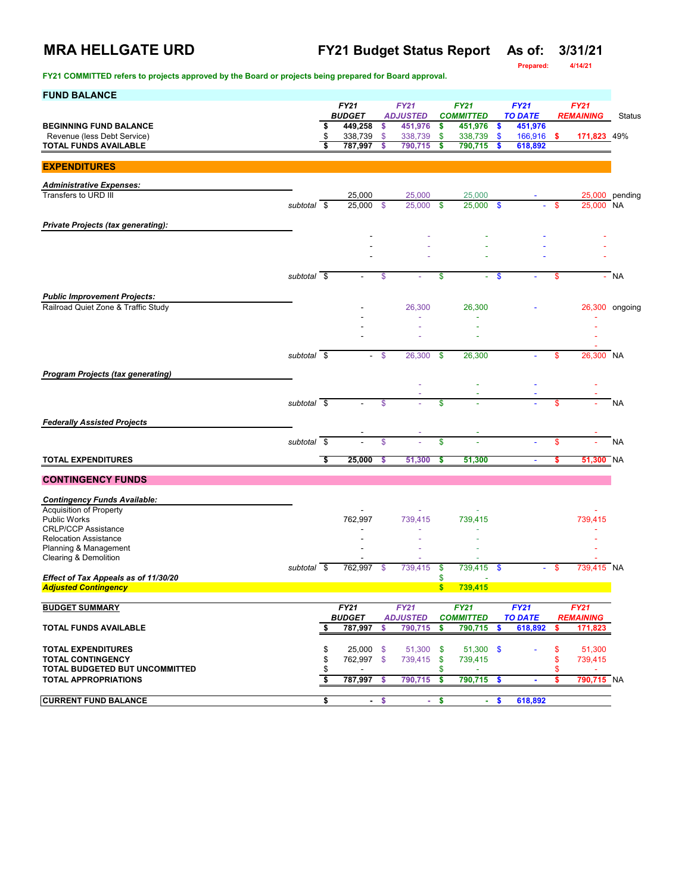# MRA HELLGATE URD

**FY21 Budget Status Report As of: 3/31/21**

Prepared: 4/14/21

**FY21 COMMITTED refers to projects approved by the Board or projects being prepared for Board approval.**

## FUND BALANCE

| | | FY21 BUDGET | FY21 ADJUSTED | FY21 COMMITTED | FY21 TO DATE | FY21 REMAINING | Status |
|---|---|---|---|---|---|---|---|
| **BEGINNING FUND BALANCE** | | $ 449,258 | $ 451,976 | $ 451,976 | $ 451,976 | | |
| Revenue (less Debt Service) | | $ 338,739 | $ 338,739 | $ 338,739 | $ 166,916 | $ 171,823 | 49% |
| **TOTAL FUNDS AVAILABLE** | | $ 787,997 | $ 790,715 | $ 790,715 | $ 618,892 | | |

## EXPENDITURES

| | | FY21 BUDGET | FY21 ADJUSTED | FY21 COMMITTED | FY21 TO DATE | FY21 REMAINING | Status |
|---|---|---|---|---|---|---|---|
| ***Administrative Expenses:*** | | | | | | | |
| Transfers to URD III | | 25,000 | 25,000 | 25,000 | - | 25,000 | pending |
| | *subtotal* | $ 25,000 | $ 25,000 | $ 25,000 | $ - | $ 25,000 | NA |
| ***Private Projects (tax generating):*** | | | | | | | |
| | | - | - | - | - | - | |
| | | - | - | - | - | - | |
| | | - | - | - | - | - | |
| | *subtotal* | $ - | $ - | $ - | $ - | $ - | NA |
| ***Public Improvement Projects:*** | | | | | | | |
| Railroad Quiet Zone & Traffic Study | | - | 26,300 | 26,300 | - | 26,300 | ongoing |
| | | - | - | - | | - | |
| | | - | - | - | | - | |
| | | - | - | - | | - | |
| | | | | | | - | |
| | *subtotal* | $ - | $ 26,300 | $ 26,300 | - | $ 26,300 | NA |
| ***Program Projects (tax generating)*** | | | | | | | |
| | | | - | - | - | - | |
| | | | - | - | - | - | |
| | *subtotal* | $ - | $ - | $ - | - | $ - | NA |
| ***Federally Assisted Projects*** | | | | | | | |
| | | - | - | - | | - | |
| | *subtotal* | $ - | $ - | $ - | - | $ - | NA |
| **TOTAL EXPENDITURES** | | $ 25,000 | $ 51,300 | $ 51,300 | - | $ 51,300 | NA |

## CONTINGENCY FUNDS

| | | FY21 BUDGET | FY21 ADJUSTED | FY21 COMMITTED | FY21 TO DATE | FY21 REMAINING | Status |
|---|---|---|---|---|---|---|---|
| ***Contingency Funds Available:*** | | | | | | | |
| Acquisition of Property | | - | - | - | | - | |
| Public Works | | 762,997 | 739,415 | 739,415 | | 739,415 | |
| CRLP/CCP Assistance | | - | - | - | | - | |
| Relocation Assistance | | - | - | - | | - | |
| Planning & Management | | - | - | - | | - | |
| Clearing & Demolition | | - | - | - | | - | |
| | *subtotal* | $ 762,997 | $ 739,415 | $ 739,415 | $ - | $ 739,415 | NA |
| ***Effect of Tax Appeals as of 11/30/20*** | | | | $ - | | | |
| ***Adjusted Contingency*** | | | | $ 739,415 | | | |

| **BUDGET SUMMARY** | FY21 BUDGET | FY21 ADJUSTED | FY21 COMMITTED | FY21 TO DATE | FY21 REMAINING | |
|---|---|---|---|---|---|---|
| **TOTAL FUNDS AVAILABLE** | $ 787,997 | $ 790,715 | $ 790,715 | $ 618,892 | $ 171,823 | |
| | | | | | | |
| **TOTAL EXPENDITURES** | $ 25,000 | $ 51,300 | $ 51,300 | $ - | $ 51,300 | |
| **TOTAL CONTINGENCY** | $ 762,997 | $ 739,415 | $ 739,415 | | $ 739,415 | |
| **TOTAL BUDGETED BUT UNCOMMITTED** | $ - | | $ - | | $ - | |
| **TOTAL APPROPRIATIONS** | $ 787,997 | $ 790,715 | $ 790,715 | $ - | $ 790,715 | NA |
| | | | | | | |
| **CURRENT FUND BALANCE** | $ - | $ - | $ - | $ 618,892 | | |